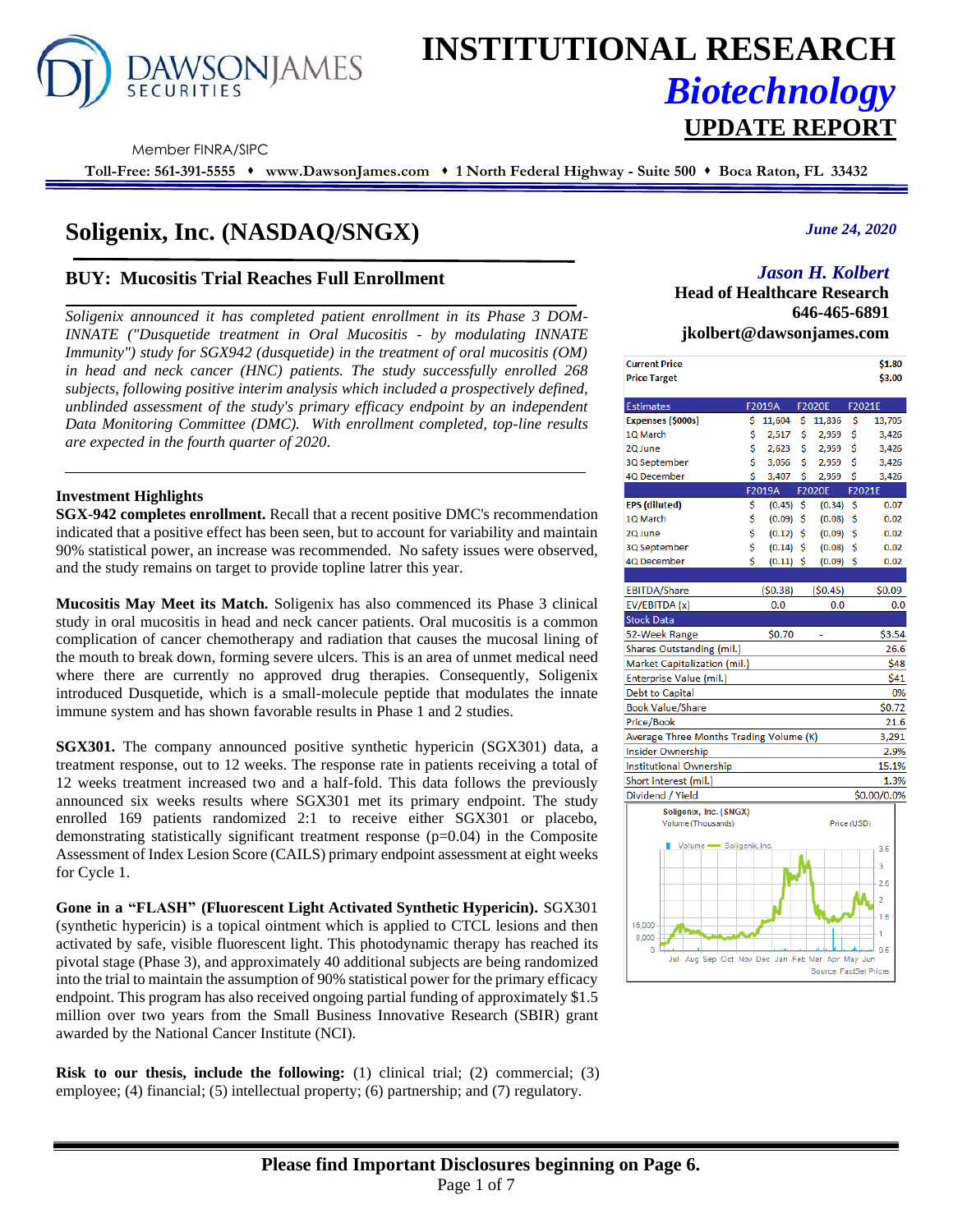# INSTITUTIONAL RESEARCH

## *Biotechnology*

## UPDATE REPORT

DAWSON JAMES SECURITIES

Member FINRA/SIPC

**Toll-Free: 561-391-5555 ♦ www.DawsonJames.com ♦ 1 North Federal Highway - Suite 500 ♦ Boca Raton, FL 33432**

# Soligenix, Inc. (NASDAQ/SNGX)

*June 24, 2020*

## BUY: Mucositis Trial Reaches Full Enrollment

*Solignenix announced it has completed patient enrollment in its Phase 3 DOM-INNATE ("Dusquetide treatment in Oral Mucositis - by modulating INNATE Immunity") study for SGX942 (dusquetide) in the treatment of oral mucositis (OM) in head and neck cancer (HNC) patients. The study successfully enrolled 268 subjects, following positive interim analysis which included a prospectively defined, unblinded assessment of the study's primary efficacy endpoint by an independent Data Monitoring Committee (DMC). With enrollment completed, top-line results are expected in the fourth quarter of 2020.*

*Jason H. Kolbert*
**Head of Healthcare Research**
**646-465-6891**
**jkolbert@dawsonjames.com**

| | |
|---|---|
| **Current Price** | **$1.80** |
| **Price Target** | **$3.00** |

| Estimates | F2019A | F2020E | F2021E |
|---|---|---|---|
| **Expenses ($000s)** | $ 11,604 | $ 11,836 | $ 13,705 |
| 1Q March | $ 2,517 | $ 2,959 | $ 3,426 |
| 2Q June | $ 2,623 | $ 2,959 | $ 3,426 |
| 3Q September | $ 3,056 | $ 2,959 | $ 3,426 |
| 4Q December | $ 3,407 | $ 2,959 | $ 3,426 |
| | **F2019A** | **F2020E** | **F2021E** |
| **EPS (diluted)** | $ (0.45) | $ (0.34) | $ 0.07 |
| 1Q March | $ (0.09) | $ (0.08) | $ 0.02 |
| 2Q June | $ (0.12) | $ (0.09) | $ 0.02 |
| 3Q September | $ (0.14) | $ (0.08) | $ 0.02 |
| 4Q December | $ (0.11) | $ (0.09) | $ 0.02 |
| | | | |
| EBITDA/Share | ($0.38) | ($0.45) | $0.09 |
| EV/EBITDA (x) | 0.0 | 0.0 | 0.0 |

| Stock Data | | | |
|---|---|---|---|
| 52-Week Range | $0.70 | - | $3.54 |
| Shares Outstanding (mil.) | | | 26.6 |
| Market Capitalization (mil.) | | | $48 |
| Enterprise Value (mil.) | | | $41 |
| Debt to Capital | | | 0% |
| Book Value/Share | | | $0.72 |
| Price/Book | | | 21.6 |
| Average Three Months Trading Volume (K) | | | 3,291 |
| Insider Ownership | | | 2.9% |
| Institutional Ownership | | | 15.1% |
| Short interest (mil.) | | | 1.3% |
| Dividend / Yield | | | $0.00/0.0% |

Soligenix, Inc. (SNGX) Volume (Thousands) / Price (USD)

Source: FactSet Prices

### Investment Highlights

**SGX-942 completes enrollment.** Recall that a recent positive DMC's recommendation indicated that a positive effect has been seen, but to account for variability and maintain 90% statistical power, an increase was recommended. No safety issues were observed, and the study remains on target to provide topline latrer this year.

**Mucositis May Meet its Match.** Soligenix has also commenced its Phase 3 clinical study in oral mucositis in head and neck cancer patients. Oral mucositis is a common complication of cancer chemotherapy and radiation that causes the mucosal lining of the mouth to break down, forming severe ulcers. This is an area of unmet medical need where there are currently no approved drug therapies. Consequently, Soligenix introduced Dusquetide, which is a small-molecule peptide that modulates the innate immune system and has shown favorable results in Phase 1 and 2 studies.

**SGX301.** The company announced positive synthetic hypericin (SGX301) data, a treatment response, out to 12 weeks. The response rate in patients receiving a total of 12 weeks treatment increased two and a half-fold. This data follows the previously announced six weeks results where SGX301 met its primary endpoint. The study enrolled 169 patients randomized 2:1 to receive either SGX301 or placebo, demonstrating statistically significant treatment response (p=0.04) in the Composite Assessment of Index Lesion Score (CAILS) primary endpoint assessment at eight weeks for Cycle 1.

**Gone in a "FLASH" (Fluorescent Light Activated Synthetic Hypericin).** SGX301 (synthetic hypericin) is a topical ointment which is applied to CTCL lesions and then activated by safe, visible fluorescent light. This photodynamic therapy has reached its pivotal stage (Phase 3), and approximately 40 additional subjects are being randomized into the trial to maintain the assumption of 90% statistical power for the primary efficacy endpoint. This program has also received ongoing partial funding of approximately $1.5 million over two years from the Small Business Innovative Research (SBIR) grant awarded by the National Cancer Institute (NCI).

**Risk to our thesis, include the following:** (1) clinical trial; (2) commercial; (3) employee; (4) financial; (5) intellectual property; (6) partnership; and (7) regulatory.

**Please find Important Disclosures beginning on Page 6.**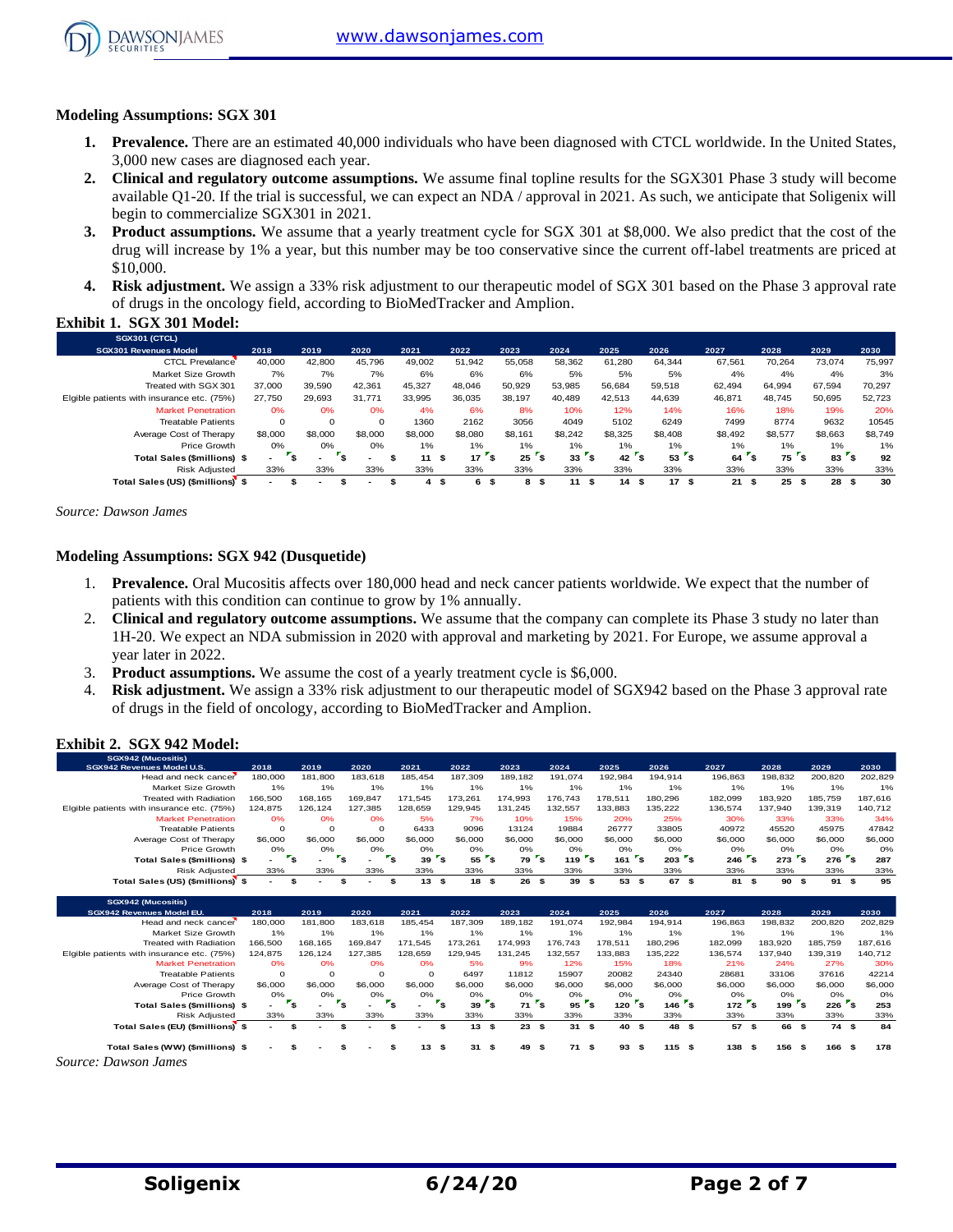### Modeling Assumptions: SGX 301

1. **Prevalence.** There are an estimated 40,000 individuals who have been diagnosed with CTCL worldwide. In the United States, 3,000 new cases are diagnosed each year.
2. **Clinical and regulatory outcome assumptions.** We assume final topline results for the SGX301 Phase 3 study will become available Q1-20. If the trial is successful, we can expect an NDA / approval in 2021. As such, we anticipate that Soligenix will begin to commercialize SGX301 in 2021.
3. **Product assumptions.** We assume that a yearly treatment cycle for SGX 301 at $8,000. We also predict that the cost of the drug will increase by 1% a year, but this number may be too conservative since the current off-label treatments are priced at $10,000.
4. **Risk adjustment.** We assign a 33% risk adjustment to our therapeutic model of SGX 301 based on the Phase 3 approval rate of drugs in the oncology field, according to BioMedTracker and Amplion.

**Exhibit 1. SGX 301 Model:**

| SGX301 (CTCL) SGX301 Revenues Model | 2018 | 2019 | 2020 | 2021 | 2022 | 2023 | 2024 | 2025 | 2026 | 2027 | 2028 | 2029 | 2030 |
|---|---|---|---|---|---|---|---|---|---|---|---|---|---|
| CTCL Prevalance | 40,000 | 42,800 | 45,796 | 49,002 | 51,942 | 55,058 | 58,362 | 61,280 | 64,344 | 67,561 | 70,264 | 73,074 | 75,997 |
| Market Size Growth | 7% | 7% | 7% | 6% | 6% | 6% | 5% | 5% | 5% | 4% | 4% | 4% | 3% |
| Treated with SGX 301 | 37,000 | 39,590 | 42,361 | 45,327 | 48,046 | 50,929 | 53,985 | 56,684 | 59,518 | 62,494 | 64,994 | 67,594 | 70,297 |
| Eligible patients with insurance etc. (75%) | 27,750 | 29,693 | 31,771 | 33,995 | 36,035 | 38,197 | 40,489 | 42,513 | 44,639 | 46,871 | 48,745 | 50,695 | 52,723 |
| Market Penetration | 0% | 0% | 0% | 4% | 6% | 8% | 10% | 12% | 14% | 16% | 18% | 19% | 20% |
| Treatable Patients | 0 | 0 | 0 | 1360 | 2162 | 3056 | 4049 | 5102 | 6249 | 7499 | 8774 | 9632 | 10545 |
| Average Cost of Therapy | $8,000 | $8,000 | $8,000 | $8,000 | $8,080 | $8,161 | $8,242 | $8,325 | $8,408 | $8,492 | $8,577 | $8,663 | $8,749 |
| Price Growth | 0% | 0% | 0% | 1% | 1% | 1% | 1% | 1% | 1% | 1% | 1% | 1% | 1% |
| **Total Sales ($millions)** | **$ -** | **$ -** | **$ -** | **$ 11** | **$ 17** | **$ 25** | **$ 33** | **$ 42** | **$ 53** | **$ 64** | **$ 75** | **$ 83** | **$ 92** |
| Risk Adjusted | 33% | 33% | 33% | 33% | 33% | 33% | 33% | 33% | 33% | 33% | 33% | 33% | 33% |
| **Total Sales (US) ($millions)** | **$ -** | **$ -** | **$ -** | **$ 4** | **$ 6** | **$ 8** | **$ 11** | **$ 14** | **$ 17** | **$ 21** | **$ 25** | **$ 28** | **$ 30** |

*Source: Dawson James*

### Modeling Assumptions: SGX 942 (Dusquetide)

1. **Prevalence.** Oral Mucositis affects over 180,000 head and neck cancer patients worldwide. We expect that the number of patients with this condition can continue to grow by 1% annually.
2. **Clinical and regulatory outcome assumptions.** We assume that the company can complete its Phase 3 study no later than 1H-20. We expect an NDA submission in 2020 with approval and marketing by 2021. For Europe, we assume approval a year later in 2022.
3. **Product assumptions.** We assume the cost of a yearly treatment cycle is $6,000.
4. **Risk adjustment.** We assign a 33% risk adjustment to our therapeutic model of SGX942 based on the Phase 3 approval rate of drugs in the field of oncology, according to BioMedTracker and Amplion.

**Exhibit 2. SGX 942 Model:**

| SGX942 (Mucositis) SGX942 Revenues Model U.S. | 2018 | 2019 | 2020 | 2021 | 2022 | 2023 | 2024 | 2025 | 2026 | 2027 | 2028 | 2029 | 2030 |
|---|---|---|---|---|---|---|---|---|---|---|---|---|---|
| Head and neck cancer | 180,000 | 181,800 | 183,618 | 185,454 | 187,309 | 189,182 | 191,074 | 192,984 | 194,914 | 196,863 | 198,832 | 200,820 | 202,829 |
| Market Size Growth | 1% | 1% | 1% | 1% | 1% | 1% | 1% | 1% | 1% | 1% | 1% | 1% | 1% |
| Treated with Radiation | 166,500 | 168,165 | 169,847 | 171,545 | 173,261 | 174,993 | 176,743 | 178,511 | 180,296 | 182,099 | 183,920 | 185,759 | 187,616 |
| Eligible patients with insurance etc. (75%) | 124,875 | 126,124 | 127,385 | 128,659 | 129,945 | 131,245 | 132,557 | 133,883 | 135,222 | 136,574 | 137,940 | 139,319 | 140,712 |
| Market Penetration | 0% | 0% | 0% | 5% | 7% | 10% | 15% | 20% | 25% | 30% | 33% | 33% | 34% |
| Treatable Patients | 0 | 0 | 0 | 6433 | 9096 | 13124 | 19884 | 26777 | 33805 | 40972 | 45520 | 45975 | 47842 |
| Average Cost of Therapy | $6,000 | $6,000 | $6,000 | $6,000 | $6,000 | $6,000 | $6,000 | $6,000 | $6,000 | $6,000 | $6,000 | $6,000 | $6,000 |
| Price Growth | 0% | 0% | 0% | 0% | 0% | 0% | 0% | 0% | 0% | 0% | 0% | 0% | 0% |
| **Total Sales ($millions)** | **$ -** | **$ -** | **$ -** | **$ 39** | **$ 55** | **$ 79** | **$ 119** | **$ 161** | **$ 203** | **$ 246** | **$ 273** | **$ 276** | **$ 287** |
| Risk Adjusted | 33% | 33% | 33% | 33% | 33% | 33% | 33% | 33% | 33% | 33% | 33% | 33% | 33% |
| **Total Sales (US) ($millions)** | **$ -** | **$ -** | **$ -** | **$ 13** | **$ 18** | **$ 26** | **$ 39** | **$ 53** | **$ 67** | **$ 81** | **$ 90** | **$ 91** | **$ 95** |

| SGX942 (Mucositis) SGX942 Revenues Model EU. | 2018 | 2019 | 2020 | 2021 | 2022 | 2023 | 2024 | 2025 | 2026 | 2027 | 2028 | 2029 | 2030 |
|---|---|---|---|---|---|---|---|---|---|---|---|---|---|
| Head and neck cancer | 180,000 | 181,800 | 183,618 | 185,454 | 187,309 | 189,182 | 191,074 | 192,984 | 194,914 | 196,863 | 198,832 | 200,820 | 202,829 |
| Market Size Growth | 1% | 1% | 1% | 1% | 1% | 1% | 1% | 1% | 1% | 1% | 1% | 1% | 1% |
| Treated with Radiation | 166,500 | 168,165 | 169,847 | 171,545 | 173,261 | 174,993 | 176,743 | 178,511 | 180,296 | 182,099 | 183,920 | 185,759 | 187,616 |
| Eligible patients with insurance etc. (75%) | 124,875 | 126,124 | 127,385 | 128,659 | 129,945 | 131,245 | 132,557 | 133,883 | 135,222 | 136,574 | 137,940 | 139,319 | 140,712 |
| Market Penetration | 0% | 0% | 0% | 0% | 5% | 9% | 12% | 15% | 18% | 21% | 24% | 27% | 30% |
| Treatable Patients | 0 | 0 | 0 | 0 | 6497 | 11812 | 15907 | 20082 | 24340 | 28681 | 33106 | 37616 | 42214 |
| Average Cost of Therapy | $6,000 | $6,000 | $6,000 | $6,000 | $6,000 | $6,000 | $6,000 | $6,000 | $6,000 | $6,000 | $6,000 | $6,000 | $6,000 |
| Price Growth | 0% | 0% | 0% | 0% | 0% | 0% | 0% | 0% | 0% | 0% | 0% | 0% | 0% |
| **Total Sales ($millions)** | **$ -** | **$ -** | **$ -** | **$ -** | **$ 39** | **$ 71** | **$ 95** | **$ 120** | **$ 146** | **$ 172** | **$ 199** | **$ 226** | **$ 253** |
| Risk Adjusted | 33% | 33% | 33% | 33% | 33% | 33% | 33% | 33% | 33% | 33% | 33% | 33% | 33% |
| **Total Sales (EU) ($millions)** | **$ -** | **$ -** | **$ -** | **$ -** | **$ 13** | **$ 23** | **$ 31** | **$ 40** | **$ 48** | **$ 57** | **$ 66** | **$ 74** | **$ 84** |
| | | | | | | | | | | | | | |
| **Total Sales (WW) ($millions)** | **$ -** | **$ -** | **$ -** | **$ 13** | **$ 31** | **$ 49** | **$ 71** | **$ 93** | **$ 115** | **$ 138** | **$ 156** | **$ 166** | **$ 178** |

*Source: Dawson James*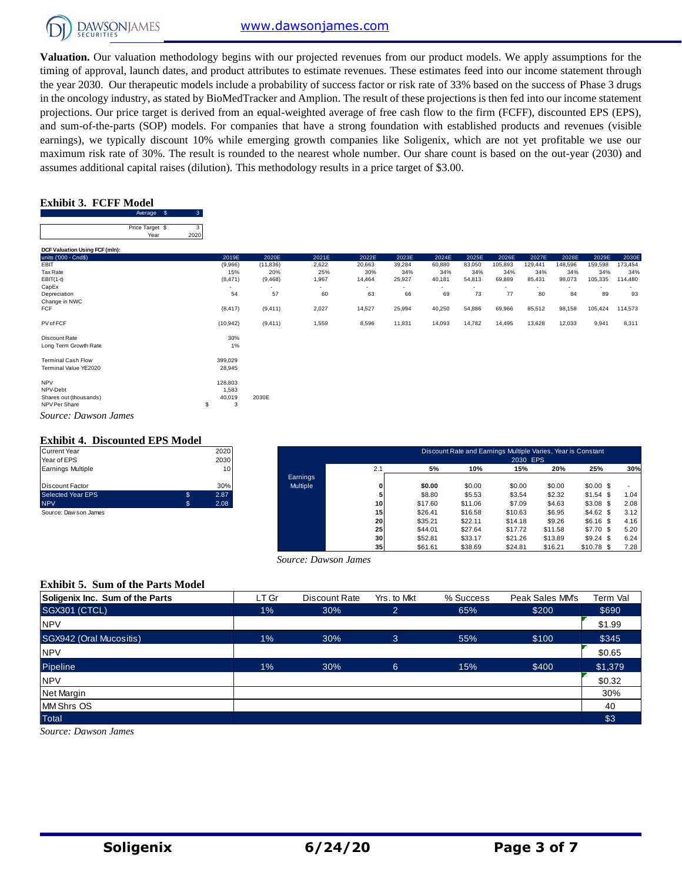**Valuation.** Our valuation methodology begins with our projected revenues from our product models. We apply assumptions for the timing of approval, launch dates, and product attributes to estimate revenues. These estimates feed into our income statement through the year 2030. Our therapeutic models include a probability of success factor or risk rate of 33% based on the success of Phase 3 drugs in the oncology industry, as stated by BioMedTracker and Amplion. The result of these projections is then fed into our income statement projections. Our price target is derived from an equal-weighted average of free cash flow to the firm (FCFF), discounted EPS (EPS), and sum-of-the-parts (SOP) models. For companies that have a strong foundation with established products and revenues (visible earnings), we typically discount 10% while emerging growth companies like Soligenix, which are not yet profitable we use our maximum risk rate of 30%. The result is rounded to the nearest whole number. Our share count is based on the out-year (2030) and assumes additional capital raises (dilution). This methodology results in a price target of $3.00.

### Exhibit 3. FCFF Model

| | |
|---|---|
| Average $ | 3 |
| Price Target $ | 3 |
| Year | 2020 |

**DCF Valuation Using FCF (mln):**

| units ('000 - Cnd$) | 2019E | 2020E | 2021E | 2022E | 2023E | 2024E | 2025E | 2026E | 2027E | 2028E | 2029E | 2030E |
|---|---|---|---|---|---|---|---|---|---|---|---|---|
| EBIT | (9,966) | (11,836) | 2,622 | 20,663 | 39,284 | 60,880 | 83,050 | 105,893 | 129,441 | 148,596 | 159,598 | 173,454 |
| Tax Rate | 15% | 20% | 25% | 30% | 34% | 34% | 34% | 34% | 34% | 34% | 34% | 34% |
| EBIT(1-t) | (8,471) | (9,468) | 1,967 | 14,464 | 25,927 | 40,181 | 54,813 | 69,889 | 85,431 | 98,073 | 105,335 | 114,480 |
| CapEx | - | - | - | - | - | - | - | - | - | - | - | - |
| Depreciation | 54 | 57 | 60 | 63 | 66 | 69 | 73 | 77 | 80 | 84 | 89 | 93 |
| Change in NWC | | | | | | | | | | | | |
| FCF | (8,417) | (9,411) | 2,027 | 14,527 | 25,994 | 40,250 | 54,886 | 69,966 | 85,512 | 98,158 | 105,424 | 114,573 |
| PV of FCF | (10,942) | (9,411) | 1,559 | 8,596 | 11,831 | 14,093 | 14,782 | 14,495 | 13,628 | 12,033 | 9,941 | 8,311 |

| | | |
|---|---|---|
| Discount Rate | 30% | |
| Long Term Growth Rate | 1% | |
| Terminal Cash Flow | 399,029 | |
| Terminal Value YE2020 | 28,945 | |
| NPV | 128,803 | |
| NPV-Debt | 1,583 | |
| Shares out (thousands) | 40,019 | 2030E |
| NPV Per Share | $ 3 | |

*Source: Dawson James*

### Exhibit 4. Discounted EPS Model

| | |
|---|---|
| Current Year | 2020 |
| Year of EPS | 2030 |
| Earnings Multiple | 10 |
| Discount Factor | 30% |
| Selected Year EPS | $ 2.87 |
| NPV | $ 2.08 |

Source: Dawson James

| | Discount Rate and Earnings Multiple Varies, Year is Constant | | | | | | |
|---|---|---|---|---|---|---|---|
| | 2030 EPS | | | | | | |
| | 2.1 | 5% | 10% | 15% | 20% | 25% | 30% |
| Earnings Multiple | 0 | $0.00 | $0.00 | $0.00 | $0.00 | $0.00 | $ - |
| | 5 | $8.80 | $5.53 | $3.54 | $2.32 | $1.54 | $ 1.04 |
| | 10 | $17.60 | $11.06 | $7.09 | $4.63 | $3.08 | $ 2.08 |
| | 15 | $26.41 | $16.58 | $10.63 | $6.95 | $4.62 | $ 3.12 |
| | 20 | $35.21 | $22.11 | $14.18 | $9.26 | $6.16 | $ 4.16 |
| | 25 | $44.01 | $27.64 | $17.72 | $11.58 | $7.70 | $ 5.20 |
| | 30 | $52.81 | $33.17 | $21.26 | $13.89 | $9.24 | $ 6.24 |
| | 35 | $61.61 | $38.69 | $24.81 | $16.21 | $10.78 | $ 7.28 |

*Source: Dawson James*

### Exhibit 5. Sum of the Parts Model

| Soligenix Inc. Sum of the Parts | LT Gr | Discount Rate | Yrs. to Mkt | % Success | Peak Sales MM's | Term Val |
|---|---|---|---|---|---|---|
| SGX301 (CTCL) | 1% | 30% | 2 | 65% | $200 | $690 |
| NPV | | | | | | $1.99 |
| SGX942 (Oral Mucositis) | 1% | 30% | 3 | 55% | $100 | $345 |
| NPV | | | | | | $0.65 |
| Pipeline | 1% | 30% | 6 | 15% | $400 | $1,379 |
| NPV | | | | | | $0.32 |
| Net Margin | | | | | | 30% |
| MM Shrs OS | | | | | | 40 |
| Total | | | | | | $3 |

*Source: Dawson James*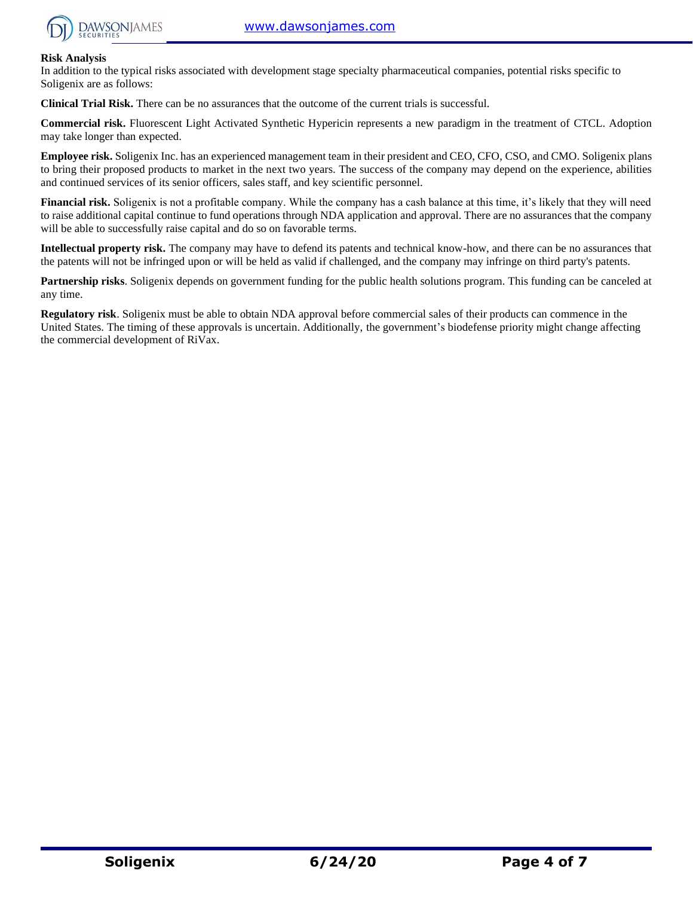**Risk Analysis**

In addition to the typical risks associated with development stage specialty pharmaceutical companies, potential risks specific to Soligenix are as follows:

**Clinical Trial Risk.** There can be no assurances that the outcome of the current trials is successful.

**Commercial risk.** Fluorescent Light Activated Synthetic Hypericin represents a new paradigm in the treatment of CTCL. Adoption may take longer than expected.

**Employee risk.** Soligenix Inc. has an experienced management team in their president and CEO, CFO, CSO, and CMO. Soligenix plans to bring their proposed products to market in the next two years. The success of the company may depend on the experience, abilities and continued services of its senior officers, sales staff, and key scientific personnel.

**Financial risk.** Soligenix is not a profitable company. While the company has a cash balance at this time, it's likely that they will need to raise additional capital continue to fund operations through NDA application and approval. There are no assurances that the company will be able to successfully raise capital and do so on favorable terms.

**Intellectual property risk.** The company may have to defend its patents and technical know-how, and there can be no assurances that the patents will not be infringed upon or will be held as valid if challenged, and the company may infringe on third party's patents.

**Partnership risks**. Soligenix depends on government funding for the public health solutions program. This funding can be canceled at any time.

**Regulatory risk**. Soligenix must be able to obtain NDA approval before commercial sales of their products can commence in the United States. The timing of these approvals is uncertain. Additionally, the government's biodefense priority might change affecting the commercial development of RiVax.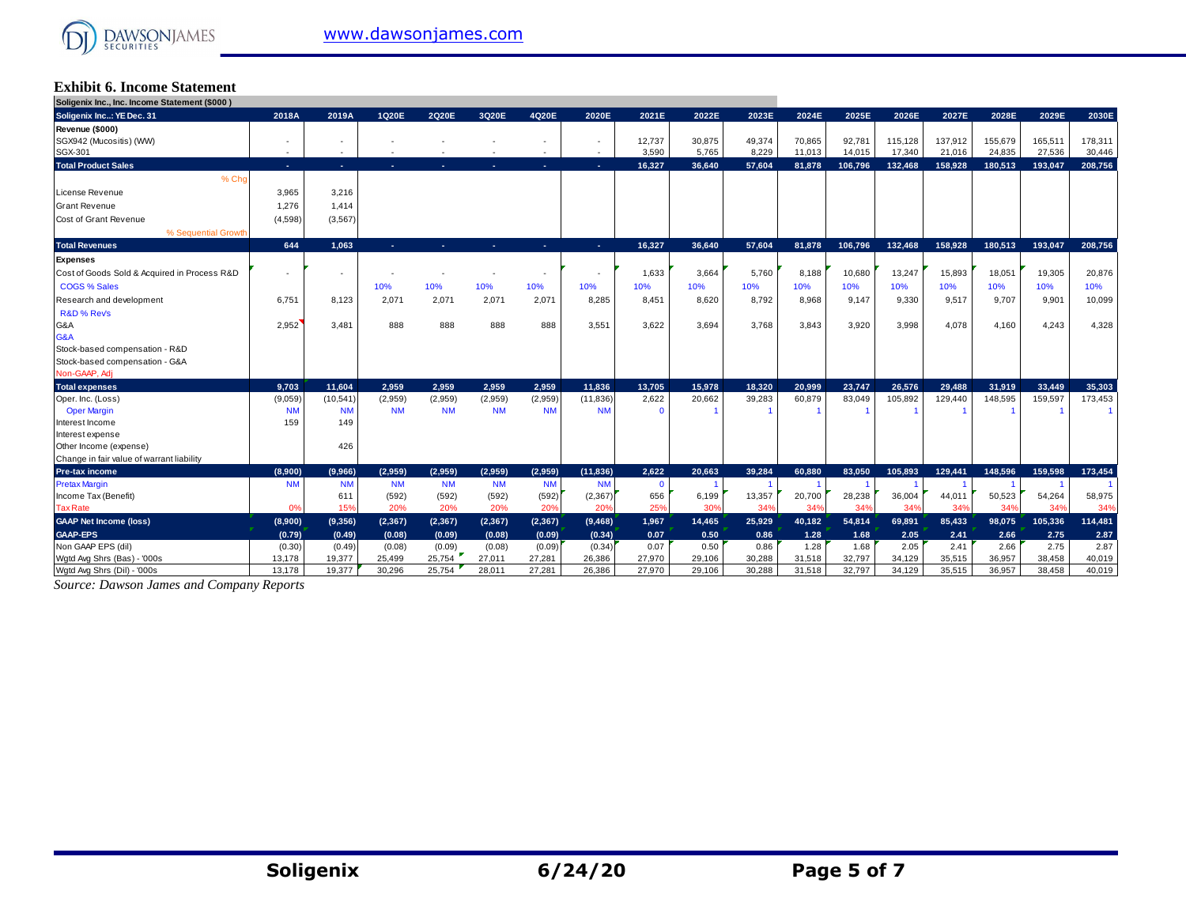## Exhibit 6. Income Statement

| Soligenix Inc., Inc. Income Statement ($000 ) | | | | | | | | | | | | | | | | | | |
|---|---|---|---|---|---|---|---|---|---|---|---|---|---|---|---|---|---|---|
| **Soligenix Inc..: YE Dec. 31** | **2018A** | **2019A** | **1Q20E** | **2Q20E** | **3Q20E** | **4Q20E** | **2020E** | **2021E** | **2022E** | **2023E** | **2024E** | **2025E** | **2026E** | **2027E** | **2028E** | **2029E** | **2030E** |
| **Revenue ($000)** | | | | | | | | | | | | | | | | | | |
| SGX942 (Mucositis) (WW) | - | - | - | - | - | - | - | 12,737 | 30,875 | 49,374 | 70,865 | 92,781 | 115,128 | 137,912 | 155,679 | 165,511 | 178,311 |
| SGX-301 | - | - | - | - | - | - | - | 3,590 | 5,765 | 8,229 | 11,013 | 14,015 | 17,340 | 21,016 | 24,835 | 27,536 | 30,446 |
| **Total Product Sales** | - | - | - | - | - | - | - | 16,327 | 36,640 | 57,604 | 81,878 | 106,796 | 132,468 | 158,928 | 180,513 | 193,047 | 208,756 |
| % Chg | | | | | | | | | | | | | | | | | |
| License Revenue | 3,965 | 3,216 | | | | | | | | | | | | | | | |
| Grant Revenue | 1,276 | 1,414 | | | | | | | | | | | | | | | |
| Cost of Grant Revenue | (4,598) | (3,567) | | | | | | | | | | | | | | | |
| % Sequential Growth | | | | | | | | | | | | | | | | | |
| **Total Revenues** | 644 | 1,063 | - | - | - | - | - | 16,327 | 36,640 | 57,604 | 81,878 | 106,796 | 132,468 | 158,928 | 180,513 | 193,047 | 208,756 |
| **Expenses** | | | | | | | | | | | | | | | | | |
| Cost of Goods Sold & Acquired in Process R&D | - | - | - | - | - | - | - | 1,633 | 3,664 | 5,760 | 8,188 | 10,680 | 13,247 | 15,893 | 18,051 | 19,305 | 20,876 |
| COGS % Sales | | | 10% | 10% | 10% | 10% | 10% | 10% | 10% | 10% | 10% | 10% | 10% | 10% | 10% | 10% | 10% |
| Research and development | 6,751 | 8,123 | 2,071 | 2,071 | 2,071 | 2,071 | 8,285 | 8,451 | 8,620 | 8,792 | 8,968 | 9,147 | 9,330 | 9,517 | 9,707 | 9,901 | 10,099 |
| R&D % Rev's | | | | | | | | | | | | | | | | | |
| G&A | 2,952 | 3,481 | 888 | 888 | 888 | 888 | 3,551 | 3,622 | 3,694 | 3,768 | 3,843 | 3,920 | 3,998 | 4,078 | 4,160 | 4,243 | 4,328 |
| G&A | | | | | | | | | | | | | | | | | |
| Stock-based compensation - R&D | | | | | | | | | | | | | | | | | |
| Stock-based compensation - G&A | | | | | | | | | | | | | | | | | |
| Non-GAAP, Adj | | | | | | | | | | | | | | | | | |
| **Total expenses** | 9,703 | 11,604 | 2,959 | 2,959 | 2,959 | 2,959 | 11,836 | 13,705 | 15,978 | 18,320 | 20,999 | 23,747 | 26,576 | 29,488 | 31,919 | 33,449 | 35,303 |
| Oper. Inc. (Loss) | (9,059) | (10,541) | (2,959) | (2,959) | (2,959) | (2,959) | (11,836) | 2,622 | 20,662 | 39,283 | 60,879 | 83,049 | 105,892 | 129,440 | 148,595 | 159,597 | 173,453 |
| Oper Margin | NM | NM | NM | NM | NM | NM | NM | 0 | 1 | 1 | 1 | 1 | 1 | 1 | 1 | 1 | 1 |
| Interest Income | 159 | 149 | | | | | | | | | | | | | | | |
| Interest expense | | | | | | | | | | | | | | | | | |
| Other Income (expense) | | 426 | | | | | | | | | | | | | | | |
| Change in fair value of warrant liability | | | | | | | | | | | | | | | | | |
| **Pre-tax income** | (8,900) | (9,966) | (2,959) | (2,959) | (2,959) | (2,959) | (11,836) | 2,622 | 20,663 | 39,284 | 60,880 | 83,050 | 105,893 | 129,441 | 148,596 | 159,598 | 173,454 |
| Pretax Margin | NM | NM | NM | NM | NM | NM | NM | 0 | 1 | 1 | 1 | 1 | 1 | 1 | 1 | 1 | 1 |
| Income Tax (Benefit) | | 611 | (592) | (592) | (592) | (592) | (2,367) | 656 | 6,199 | 13,357 | 20,700 | 28,238 | 36,004 | 44,011 | 50,523 | 54,264 | 58,975 |
| Tax Rate | 0% | 15% | 20% | 20% | 20% | 20% | 20% | 25% | 30% | 34% | 34% | 34% | 34% | 34% | 34% | 34% | 34% |
| **GAAP Net Income (loss)** | (8,900) | (9,356) | (2,367) | (2,367) | (2,367) | (2,367) | (9,468) | 1,967 | 14,465 | 25,929 | 40,182 | 54,814 | 69,891 | 85,433 | 98,075 | 105,336 | 114,481 |
| **GAAP-EPS** | (0.79) | (0.49) | (0.08) | (0.09) | (0.08) | (0.09) | (0.34) | 0.07 | 0.50 | 0.86 | 1.28 | 1.68 | 2.05 | 2.41 | 2.66 | 2.75 | 2.87 |
| Non GAAP EPS (dil) | (0.30) | (0.49) | (0.08) | (0.09) | (0.08) | (0.09) | (0.34) | 0.07 | 0.50 | 0.86 | 1.28 | 1.68 | 2.05 | 2.41 | 2.66 | 2.75 | 2.87 |
| Wgtd Avg Shrs (Bas) - '000s | 13,178 | 19,377 | 25,499 | 25,754 | 27,011 | 27,281 | 26,386 | 27,970 | 29,106 | 30,288 | 31,518 | 32,797 | 34,129 | 35,515 | 36,957 | 38,458 | 40,019 |
| Wgtd Avg Shrs (Dil) - '000s | 13,178 | 19,377 | 30,296 | 25,754 | 28,011 | 27,281 | 26,386 | 27,970 | 29,106 | 30,288 | 31,518 | 32,797 | 34,129 | 35,515 | 36,957 | 38,458 | 40,019 |

*Source: Dawson James and Company Reports*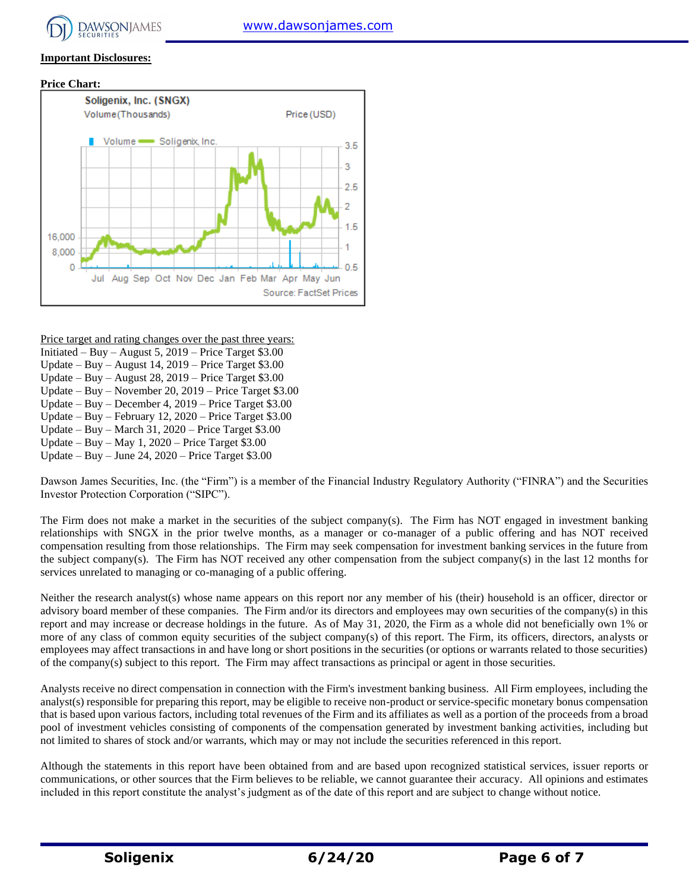**Important Disclosures:**

**Price Chart:**

Price target and rating changes over the past three years:
Initiated – Buy – August 5, 2019 – Price Target $3.00
Update – Buy – August 14, 2019 – Price Target $3.00
Update – Buy – August 28, 2019 – Price Target $3.00
Update – Buy – November 20, 2019 – Price Target $3.00
Update – Buy – December 4, 2019 – Price Target $3.00
Update – Buy – February 12, 2020 – Price Target $3.00
Update – Buy – March 31, 2020 – Price Target $3.00
Update – Buy – May 1, 2020 – Price Target $3.00
Update – Buy – June 24, 2020 – Price Target $3.00

Dawson James Securities, Inc. (the "Firm") is a member of the Financial Industry Regulatory Authority ("FINRA") and the Securities Investor Protection Corporation ("SIPC").

The Firm does not make a market in the securities of the subject company(s). The Firm has NOT engaged in investment banking relationships with SNGX in the prior twelve months, as a manager or co-manager of a public offering and has NOT received compensation resulting from those relationships. The Firm may seek compensation for investment banking services in the future from the subject company(s). The Firm has NOT received any other compensation from the subject company(s) in the last 12 months for services unrelated to managing or co-managing of a public offering.

Neither the research analyst(s) whose name appears on this report nor any member of his (their) household is an officer, director or advisory board member of these companies. The Firm and/or its directors and employees may own securities of the company(s) in this report and may increase or decrease holdings in the future. As of May 31, 2020, the Firm as a whole did not beneficially own 1% or more of any class of common equity securities of the subject company(s) of this report. The Firm, its officers, directors, analysts or employees may affect transactions in and have long or short positions in the securities (or options or warrants related to those securities) of the company(s) subject to this report. The Firm may affect transactions as principal or agent in those securities.

Analysts receive no direct compensation in connection with the Firm's investment banking business. All Firm employees, including the analyst(s) responsible for preparing this report, may be eligible to receive non-product or service-specific monetary bonus compensation that is based upon various factors, including total revenues of the Firm and its affiliates as well as a portion of the proceeds from a broad pool of investment vehicles consisting of components of the compensation generated by investment banking activities, including but not limited to shares of stock and/or warrants, which may or may not include the securities referenced in this report.

Although the statements in this report have been obtained from and are based upon recognized statistical services, issuer reports or communications, or other sources that the Firm believes to be reliable, we cannot guarantee their accuracy. All opinions and estimates included in this report constitute the analyst's judgment as of the date of this report and are subject to change without notice.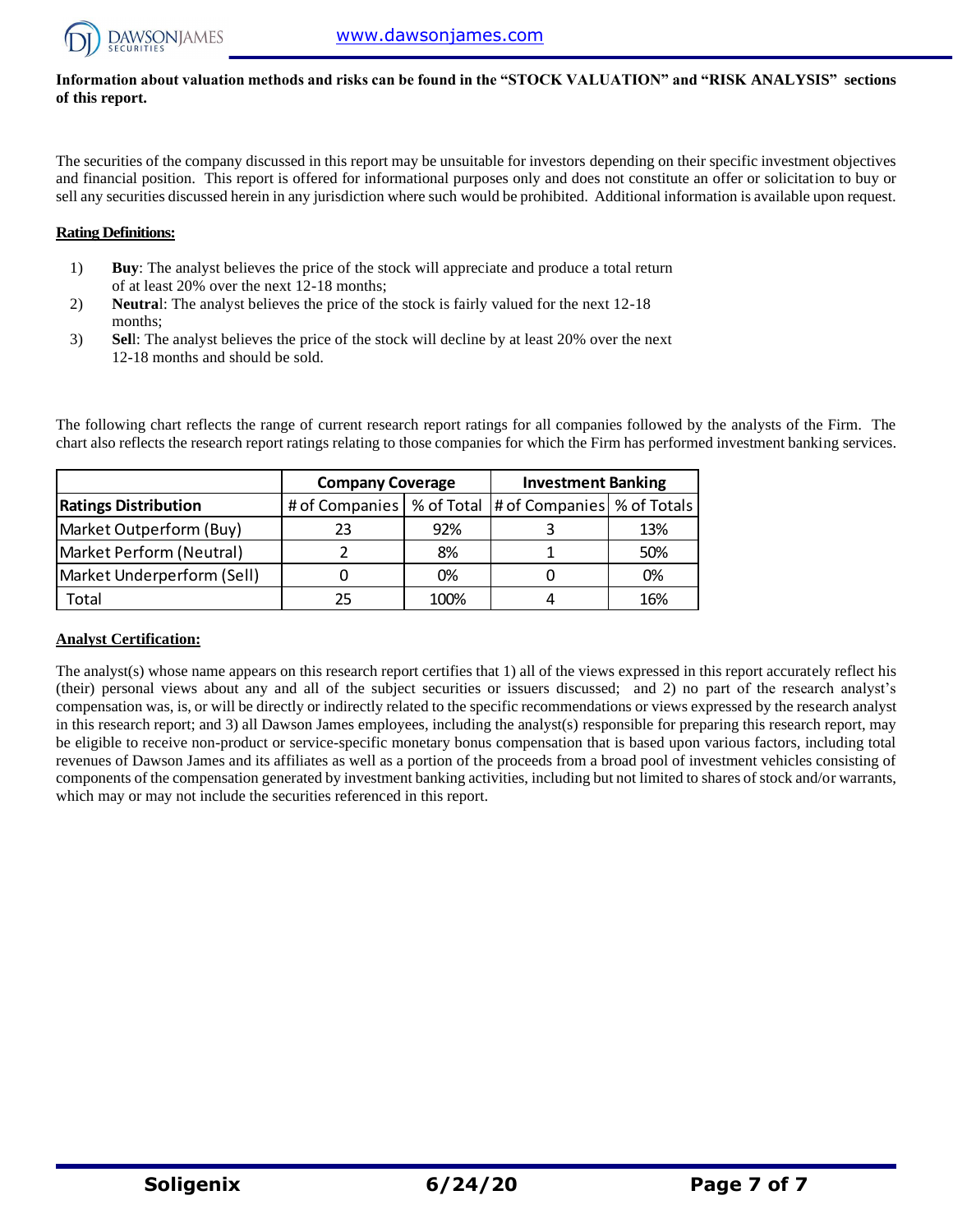**Information about valuation methods and risks can be found in the "STOCK VALUATION" and "RISK ANALYSIS" sections of this report.**

The securities of the company discussed in this report may be unsuitable for investors depending on their specific investment objectives and financial position. This report is offered for informational purposes only and does not constitute an offer or solicitation to buy or sell any securities discussed herein in any jurisdiction where such would be prohibited. Additional information is available upon request.

**Rating Definitions:**

1) **Buy**: The analyst believes the price of the stock will appreciate and produce a total return of at least 20% over the next 12-18 months;
2) **Neutral**: The analyst believes the price of the stock is fairly valued for the next 12-18 months;
3) **Sell**: The analyst believes the price of the stock will decline by at least 20% over the next 12-18 months and should be sold.

The following chart reflects the range of current research report ratings for all companies followed by the analysts of the Firm. The chart also reflects the research report ratings relating to those companies for which the Firm has performed investment banking services.

| | **Company Coverage** | | **Investment Banking** | |
|---|---|---|---|---|
| **Ratings Distribution** | # of Companies | % of Total | # of Companies | % of Totals |
| Market Outperform (Buy) | 23 | 92% | 3 | 13% |
| Market Perform (Neutral) | 2 | 8% | 1 | 50% |
| Market Underperform (Sell) | 0 | 0% | 0 | 0% |
| Total | 25 | 100% | 4 | 16% |

**Analyst Certification:**

The analyst(s) whose name appears on this research report certifies that 1) all of the views expressed in this report accurately reflect his (their) personal views about any and all of the subject securities or issuers discussed; and 2) no part of the research analyst's compensation was, is, or will be directly or indirectly related to the specific recommendations or views expressed by the research analyst in this research report; and 3) all Dawson James employees, including the analyst(s) responsible for preparing this research report, may be eligible to receive non-product or service-specific monetary bonus compensation that is based upon various factors, including total revenues of Dawson James and its affiliates as well as a portion of the proceeds from a broad pool of investment vehicles consisting of components of the compensation generated by investment banking activities, including but not limited to shares of stock and/or warrants, which may or may not include the securities referenced in this report.